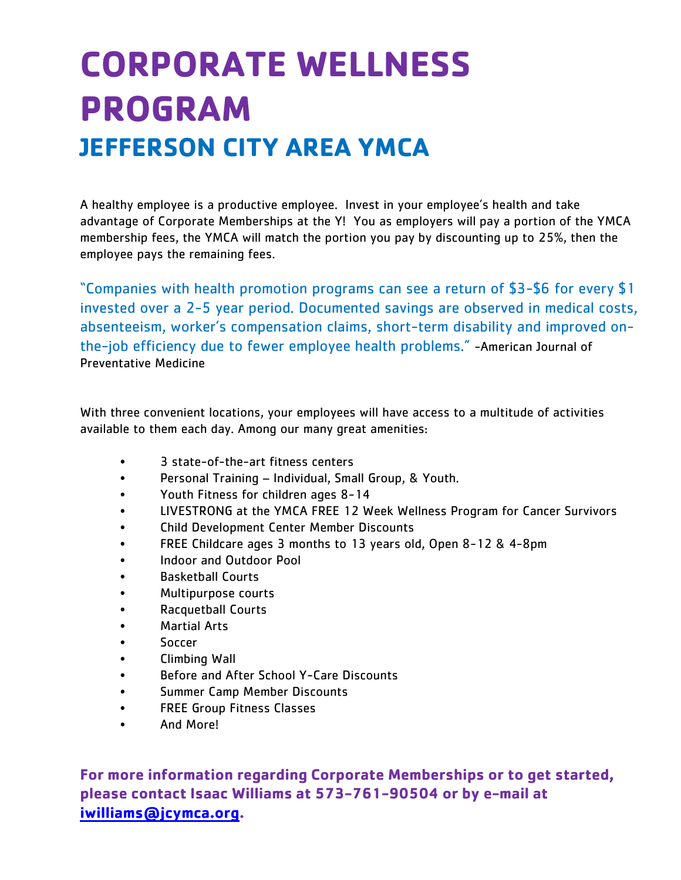# CORPORATE WELLNESS PROGRAM

## JEFFERSON CITY AREA YMCA

A healthy employee is a productive employee. Invest in your employee's health and take advantage of Corporate Memberships at the Y! You as employers will pay a portion of the YMCA membership fees, the YMCA will match the portion you pay by discounting up to 25%, then the employee pays the remaining fees.

"Companies with health promotion programs can see a return of $3-$6 for every $1 invested over a 2-5 year period. Documented savings are observed in medical costs, absenteeism, worker's compensation claims, short-term disability and improved on-the-job efficiency due to fewer employee health problems." -American Journal of Preventative Medicine

With three convenient locations, your employees will have access to a multitude of activities available to them each day. Among our many great amenities:

- 3 state-of-the-art fitness centers
- Personal Training – Individual, Small Group, & Youth.
- Youth Fitness for children ages 8-14
- LIVESTRONG at the YMCA FREE 12 Week Wellness Program for Cancer Survivors
- Child Development Center Member Discounts
- FREE Childcare ages 3 months to 13 years old, Open 8-12 & 4-8pm
- Indoor and Outdoor Pool
- Basketball Courts
- Multipurpose courts
- Racquetball Courts
- Martial Arts
- Soccer
- Climbing Wall
- Before and After School Y-Care Discounts
- Summer Camp Member Discounts
- FREE Group Fitness Classes
- And More!

**For more information regarding Corporate Memberships or to get started, please contact Isaac Williams at 573-761-90504 or by e-mail at iwilliams@jcymca.org.**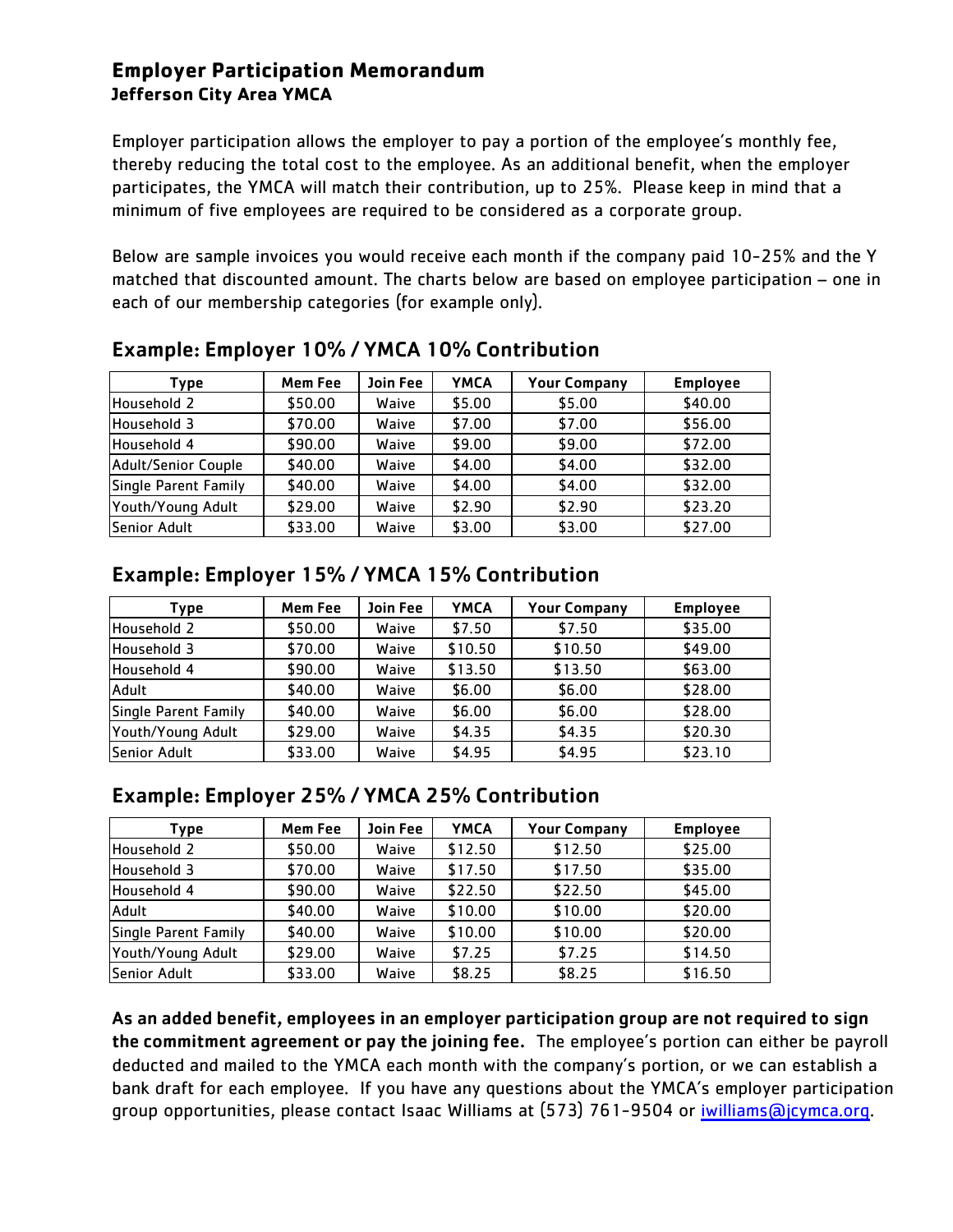## Employer Participation Memorandum
### Jefferson City Area YMCA

Employer participation allows the employer to pay a portion of the employee's monthly fee, thereby reducing the total cost to the employee. As an additional benefit, when the employer participates, the YMCA will match their contribution, up to 25%. Please keep in mind that a minimum of five employees are required to be considered as a corporate group.

Below are sample invoices you would receive each month if the company paid 10-25% and the Y matched that discounted amount. The charts below are based on employee participation – one in each of our membership categories (for example only).

### Example: Employer 10% / YMCA 10% Contribution

| Type | Mem Fee | Join Fee | YMCA | Your Company | Employee |
|---|---|---|---|---|---|
| Household 2 | $50.00 | Waive | $5.00 | $5.00 | $40.00 |
| Household 3 | $70.00 | Waive | $7.00 | $7.00 | $56.00 |
| Household 4 | $90.00 | Waive | $9.00 | $9.00 | $72.00 |
| Adult/Senior Couple | $40.00 | Waive | $4.00 | $4.00 | $32.00 |
| Single Parent Family | $40.00 | Waive | $4.00 | $4.00 | $32.00 |
| Youth/Young Adult | $29.00 | Waive | $2.90 | $2.90 | $23.20 |
| Senior Adult | $33.00 | Waive | $3.00 | $3.00 | $27.00 |

### Example: Employer 15% / YMCA 15% Contribution

| Type | Mem Fee | Join Fee | YMCA | Your Company | Employee |
|---|---|---|---|---|---|
| Household 2 | $50.00 | Waive | $7.50 | $7.50 | $35.00 |
| Household 3 | $70.00 | Waive | $10.50 | $10.50 | $49.00 |
| Household 4 | $90.00 | Waive | $13.50 | $13.50 | $63.00 |
| Adult | $40.00 | Waive | $6.00 | $6.00 | $28.00 |
| Single Parent Family | $40.00 | Waive | $6.00 | $6.00 | $28.00 |
| Youth/Young Adult | $29.00 | Waive | $4.35 | $4.35 | $20.30 |
| Senior Adult | $33.00 | Waive | $4.95 | $4.95 | $23.10 |

### Example: Employer 25% / YMCA 25% Contribution

| Type | Mem Fee | Join Fee | YMCA | Your Company | Employee |
|---|---|---|---|---|---|
| Household 2 | $50.00 | Waive | $12.50 | $12.50 | $25.00 |
| Household 3 | $70.00 | Waive | $17.50 | $17.50 | $35.00 |
| Household 4 | $90.00 | Waive | $22.50 | $22.50 | $45.00 |
| Adult | $40.00 | Waive | $10.00 | $10.00 | $20.00 |
| Single Parent Family | $40.00 | Waive | $10.00 | $10.00 | $20.00 |
| Youth/Young Adult | $29.00 | Waive | $7.25 | $7.25 | $14.50 |
| Senior Adult | $33.00 | Waive | $8.25 | $8.25 | $16.50 |

**As an added benefit, employees in an employer participation group are not required to sign the commitment agreement or pay the joining fee.** The employee's portion can either be payroll deducted and mailed to the YMCA each month with the company's portion, or we can establish a bank draft for each employee. If you have any questions about the YMCA's employer participation group opportunities, please contact Isaac Williams at (573) 761-9504 or iwilliams@jcymca.org.